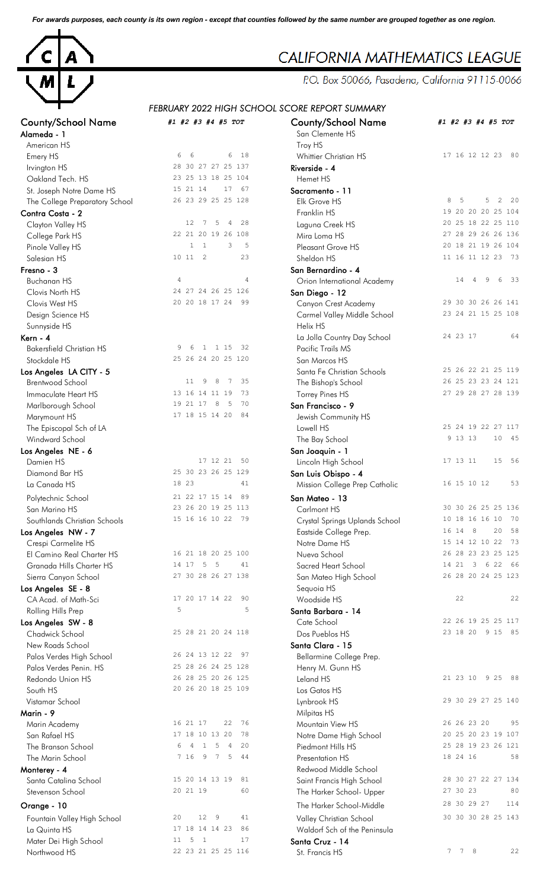*For awards purposes, each county is its own region - except that counties followed by the same number are grouped together as one region.*

# CALIFORNIA MATHEMATICS LEAGUE

P.O. Box 50066, Pasadena, California 91115-0066

*FEBRUARY 2022 HIGH SCHOOL SCORE REPORT SUMMARY*

| County/School Name | #1 | #2 | #3 | #4 | #5 | TOT |
|---|---|---|---|---|---|---|
| **Alameda - 1** | | | | | | |
| American HS | | | | | | |
| Emery HS | 6 | 6 | | | 6 | 18 |
| Irvington HS | 28 | 30 | 27 | 27 | 25 | 137 |
| Oakland Tech. HS | 23 | 25 | 13 | 18 | 25 | 104 |
| St. Joseph Notre Dame HS | 15 | 21 | 14 | 17 | | 67 |
| The College Preparatory School | 26 | 23 | 29 | 25 | 25 | 128 |
| **Contra Costa - 2** | | | | | | |
| Clayton Valley HS | | 12 | 7 | 5 | 4 | 28 |
| College Park HS | 22 | 21 | 20 | 19 | 26 | 108 |
| Pinole Valley HS | | 1 | 1 | | 3 | 5 |
| Salesian HS | 10 | 11 | 2 | | | 23 |
| **Fresno - 3** | | | | | | |
| Buchanan HS | 4 | | | | | 4 |
| Clovis North HS | 24 | 27 | 24 | 26 | 25 | 126 |
| Clovis West HS | 20 | 20 | 18 | 17 | 24 | 99 |
| Design Science HS | | | | | | |
| Sunnyside HS | | | | | | |
| **Kern - 4** | | | | | | |
| Bakersfield Christian HS | 9 | 6 | 1 | 1 | 15 | 32 |
| Stockdale HS | 25 | 26 | 24 | 20 | 25 | 120 |
| **Los Angeles LA CITY - 5** | | | | | | |
| Brentwood School | | 11 | 9 | 8 | 7 | 35 |
| Immaculate Heart HS | 13 | 16 | 14 | 11 | 19 | 73 |
| Marlborough School | 19 | 21 | 17 | 8 | 5 | 70 |
| Marymount HS | 17 | 18 | 15 | 14 | 20 | 84 |
| The Episcopal Sch of LA | | | | | | |
| Windward School | | | | | | |
| **Los Angeles NE - 6** | | | | | | |
| Damien HS | | | 17 | 12 | 21 | 50 |
| Diamond Bar HS | 25 | 30 | 23 | 26 | 25 | 129 |
| La Canada HS | 18 | 23 | | | | 41 |
| Polytechnic School | 21 | 22 | 17 | 15 | 14 | 89 |
| San Marino HS | 23 | 26 | 20 | 19 | 25 | 113 |
| Southlands Christian Schools | 15 | 16 | 16 | 10 | 22 | 79 |
| **Los Angeles NW - 7** | | | | | | |
| Crespi Carmelite HS | | | | | | |
| El Camino Real Charter HS | 16 | 21 | 18 | 20 | 25 | 100 |
| Granada Hills Charter HS | 14 | 17 | 5 | 5 | | 41 |
| Sierra Canyon School | 27 | 30 | 28 | 26 | 27 | 138 |
| **Los Angeles SE - 8** | | | | | | |
| CA Acad. of Math-Sci | 17 | 20 | 17 | 14 | 22 | 90 |
| Rolling Hills Prep | 5 | | | | | 5 |
| **Los Angeles SW - 8** | | | | | | |
| Chadwick School | 25 | 28 | 21 | 20 | 24 | 118 |
| New Roads School | | | | | | |
| Palos Verdes High School | 26 | 24 | 13 | 12 | 22 | 97 |
| Palos Verdes Penin. HS | 25 | 28 | 26 | 24 | 25 | 128 |
| Redondo Union HS | 26 | 28 | 25 | 20 | 26 | 125 |
| South HS | 20 | 26 | 20 | 18 | 25 | 109 |
| Vistamar School | | | | | | |
| **Marin - 9** | | | | | | |
| Marin Academy | 16 | 21 | 17 | | 22 | 76 |
| San Rafael HS | 17 | 18 | 10 | 13 | 20 | 78 |
| The Branson School | 6 | 4 | 1 | 5 | 4 | 20 |
| The Marin School | 7 | 16 | 9 | 7 | 5 | 44 |
| **Monterey - 4** | | | | | | |
| Santa Catalina School | 15 | 20 | 14 | 13 | 19 | 81 |
| Stevenson School | 20 | 21 | 19 | | | 60 |
| **Orange - 10** | | | | | | |
| Fountain Valley High School | 20 | | 12 | 9 | | 41 |
| La Quinta HS | 17 | 18 | 14 | 14 | 23 | 86 |
| Mater Dei High School | 11 | 5 | 1 | | | 17 |
| Northwood HS | 22 | 23 | 21 | 25 | 25 | 116 |
| San Clemente HS | | | | | | |
| Troy HS | | | | | | |
| Whittier Christian HS | 17 | 16 | 12 | 12 | 23 | 80 |
| **Riverside - 4** | | | | | | |
| Hemet HS | | | | | | |
| **Sacramento - 11** | | | | | | |
| Elk Grove HS | 8 | 5 | | 5 | 2 | 20 |
| Franklin HS | 19 | 20 | 20 | 20 | 25 | 104 |
| Laguna Creek HS | 20 | 25 | 18 | 22 | 25 | 110 |
| Mira Loma HS | 27 | 28 | 29 | 26 | 26 | 136 |
| Pleasant Grove HS | 20 | 18 | 21 | 19 | 26 | 104 |
| Sheldon HS | 11 | 16 | 11 | 12 | 23 | 73 |
| **San Bernardino - 4** | | | | | | |
| Orion International Academy | | 14 | 4 | 9 | 6 | 33 |
| **San Diego - 12** | | | | | | |
| Canyon Crest Academy | 29 | 30 | 30 | 26 | 26 | 141 |
| Carmel Valley Middle School | 23 | 24 | 21 | 15 | 25 | 108 |
| Helix HS | | | | | | |
| La Jolla Country Day School | 24 | 23 | 17 | | | 64 |
| Pacific Trails MS | | | | | | |
| San Marcos HS | | | | | | |
| Santa Fe Christian Schools | 25 | 26 | 22 | 21 | 25 | 119 |
| The Bishop's School | 26 | 25 | 23 | 23 | 24 | 121 |
| Torrey Pines HS | 27 | 29 | 28 | 27 | 28 | 139 |
| **San Francisco - 9** | | | | | | |
| Jewish Community HS | | | | | | |
| Lowell HS | 25 | 24 | 19 | 22 | 27 | 117 |
| The Bay School | 9 | 13 | 13 | | 10 | 45 |
| **San Joaquin - 1** | | | | | | |
| Lincoln High School | 17 | 13 | 11 | | 15 | 56 |
| **San Luis Obispo - 4** | | | | | | |
| Mission College Prep Catholic | 16 | 15 | 10 | 12 | | 53 |
| **San Mateo - 13** | | | | | | |
| Carlmont HS | 30 | 30 | 26 | 25 | 25 | 136 |
| Crystal Springs Uplands School | 10 | 18 | 16 | 16 | 10 | 70 |
| Eastside College Prep. | 16 | 14 | 8 | | 20 | 58 |
| Notre Dame HS | 15 | 14 | 12 | 10 | 22 | 73 |
| Nueva School | 26 | 28 | 23 | 23 | 25 | 125 |
| Sacred Heart School | 14 | 21 | 3 | 6 | 22 | 66 |
| San Mateo High School | 26 | 28 | 20 | 24 | 25 | 123 |
| Sequoia HS | | | | | | |
| Woodside HS | | 22 | | | | 22 |
| **Santa Barbara - 14** | | | | | | |
| Cate School | 22 | 26 | 19 | 25 | 25 | 117 |
| Dos Pueblos HS | 23 | 18 | 20 | 9 | 15 | 85 |
| **Santa Clara - 15** | | | | | | |
| Bellarmine College Prep. | | | | | | |
| Henry M. Gunn HS | | | | | | |
| Leland HS | 21 | 23 | 10 | 9 | 25 | 88 |
| Los Gatos HS | | | | | | |
| Lynbrook HS | 29 | 30 | 29 | 27 | 25 | 140 |
| Milpitas HS | | | | | | |
| Mountain View HS | 26 | 26 | 23 | 20 | | 95 |
| Notre Dame High School | 20 | 25 | 20 | 23 | 19 | 107 |
| Piedmont Hills HS | 25 | 28 | 19 | 23 | 26 | 121 |
| Presentation HS | 18 | 24 | 16 | | | 58 |
| Redwood Middle School | | | | | | |
| Saint Francis High School | 28 | 30 | 27 | 22 | 27 | 134 |
| The Harker School- Upper | 27 | 30 | 23 | | | 80 |
| The Harker School-Middle | 28 | 30 | 29 | 27 | | 114 |
| Valley Christian School | 30 | 30 | 30 | 28 | 25 | 143 |
| Waldorf Sch of the Peninsula | | | | | | |
| **Santa Cruz - 14** | | | | | | |
| St. Francis HS | 7 | 7 | 8 | | | 22 |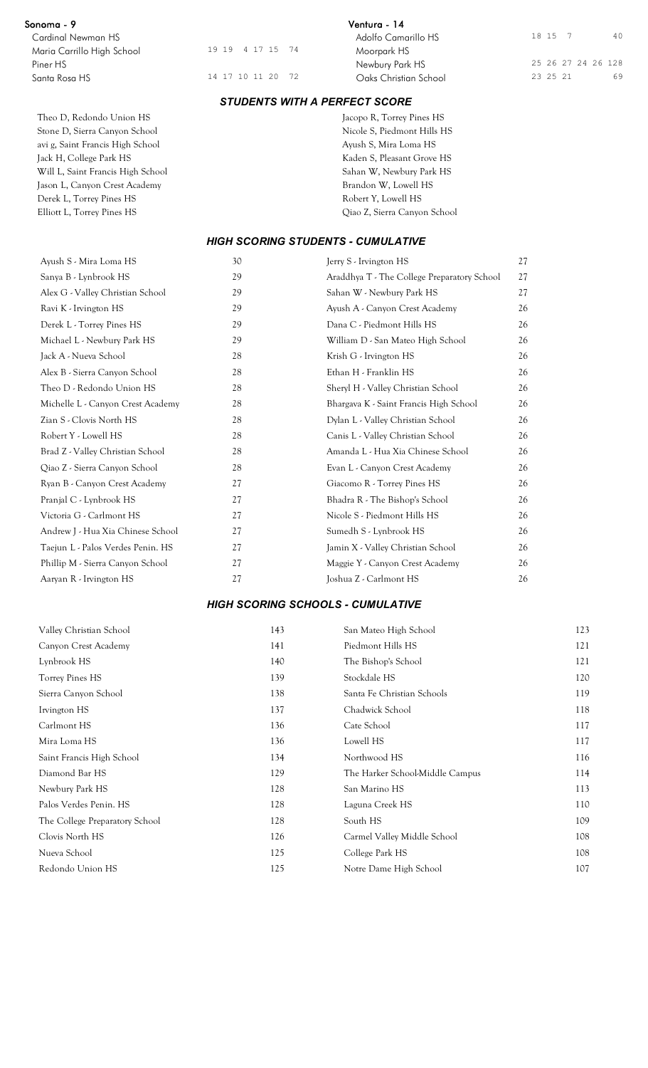**Sonoma - 9**

| | | | | | | |
|---|---|---|---|---|---|---|
| Cardinal Newman HS | | | | | | |
| Maria Carrillo High School | 19 | 19 | 4 | 17 | 15 | 74 |
| Piner HS | | | | | | |
| Santa Rosa HS | 14 | 17 | 10 | 11 | 20 | 72 |

**Ventura - 14**

| | | | | | | |
|---|---|---|---|---|---|---|
| Adolfo Camarillo HS | 18 | 15 | 7 | | | 40 |
| Moorpark HS | | | | | | |
| Newbury Park HS | 25 | 26 | 27 | 24 | 26 | 128 |
| Oaks Christian School | 23 | 25 | 21 | | | 69 |

## *STUDENTS WITH A PERFECT SCORE*

Theo D, Redondo Union HS
Stone D, Sierra Canyon School
avi g, Saint Francis High School
Jack H, College Park HS
Will L, Saint Francis High School
Jason L, Canyon Crest Academy
Derek L, Torrey Pines HS
Elliott L, Torrey Pines HS
Jacopo R, Torrey Pines HS
Nicole S, Piedmont Hills HS
Ayush S, Mira Loma HS
Kaden S, Pleasant Grove HS
Sahan W, Newbury Park HS
Brandon W, Lowell HS
Robert Y, Lowell HS
Qiao Z, Sierra Canyon School

## *HIGH SCORING STUDENTS - CUMULATIVE*

| | |
|---|---|
| Ayush S - Mira Loma HS | 30 |
| Sanya B - Lynbrook HS | 29 |
| Alex G - Valley Christian School | 29 |
| Ravi K - Irvington HS | 29 |
| Derek L - Torrey Pines HS | 29 |
| Michael L - Newbury Park HS | 29 |
| Jack A - Nueva School | 28 |
| Alex B - Sierra Canyon School | 28 |
| Theo D - Redondo Union HS | 28 |
| Michelle L - Canyon Crest Academy | 28 |
| Zian S - Clovis North HS | 28 |
| Robert Y - Lowell HS | 28 |
| Brad Z - Valley Christian School | 28 |
| Qiao Z - Sierra Canyon School | 28 |
| Ryan B - Canyon Crest Academy | 27 |
| Pranjal C - Lynbrook HS | 27 |
| Victoria G - Carlmont HS | 27 |
| Andrew J - Hua Xia Chinese School | 27 |
| Taejun L - Palos Verdes Penin. HS | 27 |
| Phillip M - Sierra Canyon School | 27 |
| Aaryan R - Irvington HS | 27 |
| Jerry S - Irvington HS | 27 |
| Araddhya T - The College Preparatory School | 27 |
| Sahan W - Newbury Park HS | 27 |
| Ayush A - Canyon Crest Academy | 26 |
| Dana C - Piedmont Hills HS | 26 |
| William D - San Mateo High School | 26 |
| Krish G - Irvington HS | 26 |
| Ethan H - Franklin HS | 26 |
| Sheryl H - Valley Christian School | 26 |
| Bhargava K - Saint Francis High School | 26 |
| Dylan L - Valley Christian School | 26 |
| Canis L - Valley Christian School | 26 |
| Amanda L - Hua Xia Chinese School | 26 |
| Evan L - Canyon Crest Academy | 26 |
| Giacomo R - Torrey Pines HS | 26 |
| Bhadra R - The Bishop's School | 26 |
| Nicole S - Piedmont Hills HS | 26 |
| Sumedh S - Lynbrook HS | 26 |
| Jamin X - Valley Christian School | 26 |
| Maggie Y - Canyon Crest Academy | 26 |
| Joshua Z - Carlmont HS | 26 |

## *HIGH SCORING SCHOOLS - CUMULATIVE*

| | |
|---|---|
| Valley Christian School | 143 |
| Canyon Crest Academy | 141 |
| Lynbrook HS | 140 |
| Torrey Pines HS | 139 |
| Sierra Canyon School | 138 |
| Irvington HS | 137 |
| Carlmont HS | 136 |
| Mira Loma HS | 136 |
| Saint Francis High School | 134 |
| Diamond Bar HS | 129 |
| Newbury Park HS | 128 |
| Palos Verdes Penin. HS | 128 |
| The College Preparatory School | 128 |
| Clovis North HS | 126 |
| Nueva School | 125 |
| Redondo Union HS | 125 |
| San Mateo High School | 123 |
| Piedmont Hills HS | 121 |
| The Bishop's School | 121 |
| Stockdale HS | 120 |
| Santa Fe Christian Schools | 119 |
| Chadwick School | 118 |
| Cate School | 117 |
| Lowell HS | 117 |
| Northwood HS | 116 |
| The Harker School-Middle Campus | 114 |
| San Marino HS | 113 |
| Laguna Creek HS | 110 |
| South HS | 109 |
| Carmel Valley Middle School | 108 |
| College Park HS | 108 |
| Notre Dame High School | 107 |